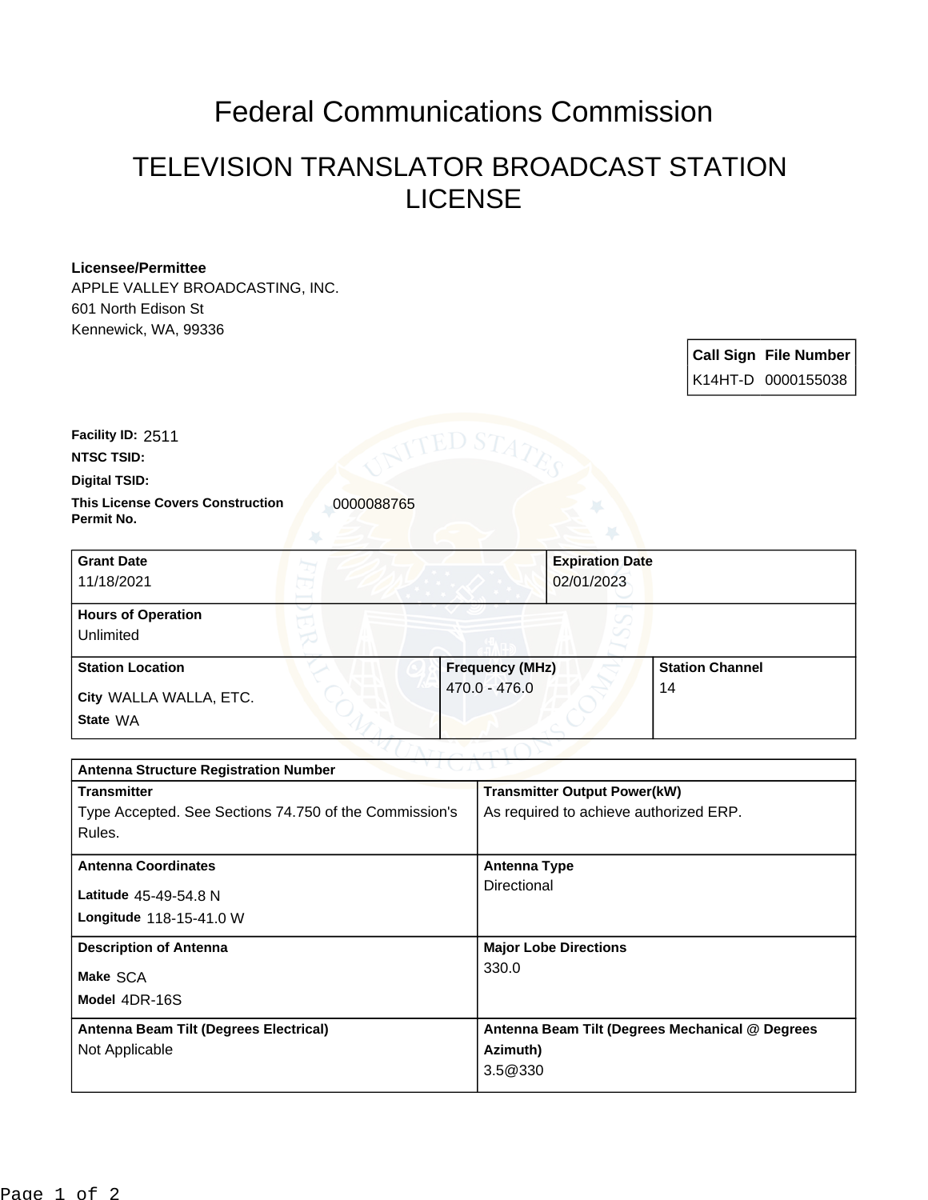# Federal Communications Commission

## TELEVISION TRANSLATOR BROADCAST STATION LICENSE

**Licensee/Permittee**
APPLE VALLEY BROADCASTING, INC.
601 North Edison St
Kennewick, WA, 99336

| Call Sign | File Number |
|---|---|
| K14HT-D | 0000155038 |

**Facility ID:** 2511

**NTSC TSID:**

**Digital TSID:**

**This License Covers Construction Permit No.** 0000088765

| Grant Date | Expiration Date |
|---|---|
| 11/18/2021 | 02/01/2023 |

| Hours of Operation |
|---|
| Unlimited |

| Station Location | Frequency (MHz) | Station Channel |
|---|---|---|
| **City** WALLA WALLA, ETC.<br>**State** WA | 470.0 - 476.0 | 14 |

| Antenna Structure Registration Number | |
|---|---|
| **Transmitter**<br>Type Accepted. See Sections 74.750 of the Commission's Rules. | **Transmitter Output Power(kW)**<br>As required to achieve authorized ERP. |
| **Antenna Coordinates**<br>**Latitude** 45-49-54.8 N<br>**Longitude** 118-15-41.0 W | **Antenna Type**<br>Directional |
| **Description of Antenna**<br>**Make** SCA<br>**Model** 4DR-16S | **Major Lobe Directions**<br>330.0 |
| **Antenna Beam Tilt (Degrees Electrical)**<br>Not Applicable | **Antenna Beam Tilt (Degrees Mechanical @ Degrees Azimuth)**<br>3.5@330 |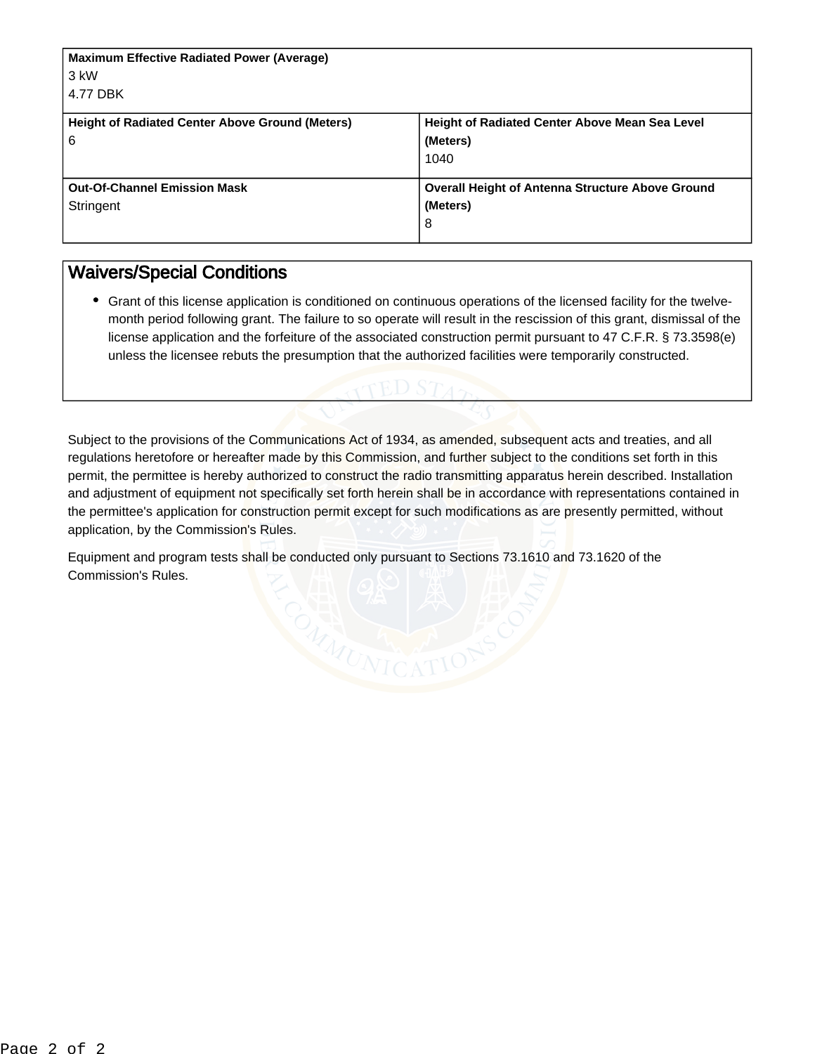| | |
|---|---|
| **Maximum Effective Radiated Power (Average)**<br>3 kW<br>4.77 DBK | |
| **Height of Radiated Center Above Ground (Meters)**<br>6 | **Height of Radiated Center Above Mean Sea Level (Meters)**<br>1040 |
| **Out-Of-Channel Emission Mask**<br>Stringent | **Overall Height of Antenna Structure Above Ground (Meters)**<br>8 |

## Waivers/Special Conditions

- Grant of this license application is conditioned on continuous operations of the licensed facility for the twelve-month period following grant. The failure to so operate will result in the rescission of this grant, dismissal of the license application and the forfeiture of the associated construction permit pursuant to 47 C.F.R. § 73.3598(e) unless the licensee rebuts the presumption that the authorized facilities were temporarily constructed.

Subject to the provisions of the Communications Act of 1934, as amended, subsequent acts and treaties, and all regulations heretofore or hereafter made by this Commission, and further subject to the conditions set forth in this permit, the permittee is hereby authorized to construct the radio transmitting apparatus herein described. Installation and adjustment of equipment not specifically set forth herein shall be in accordance with representations contained in the permittee's application for construction permit except for such modifications as are presently permitted, without application, by the Commission's Rules.

Equipment and program tests shall be conducted only pursuant to Sections 73.1610 and 73.1620 of the Commission's Rules.